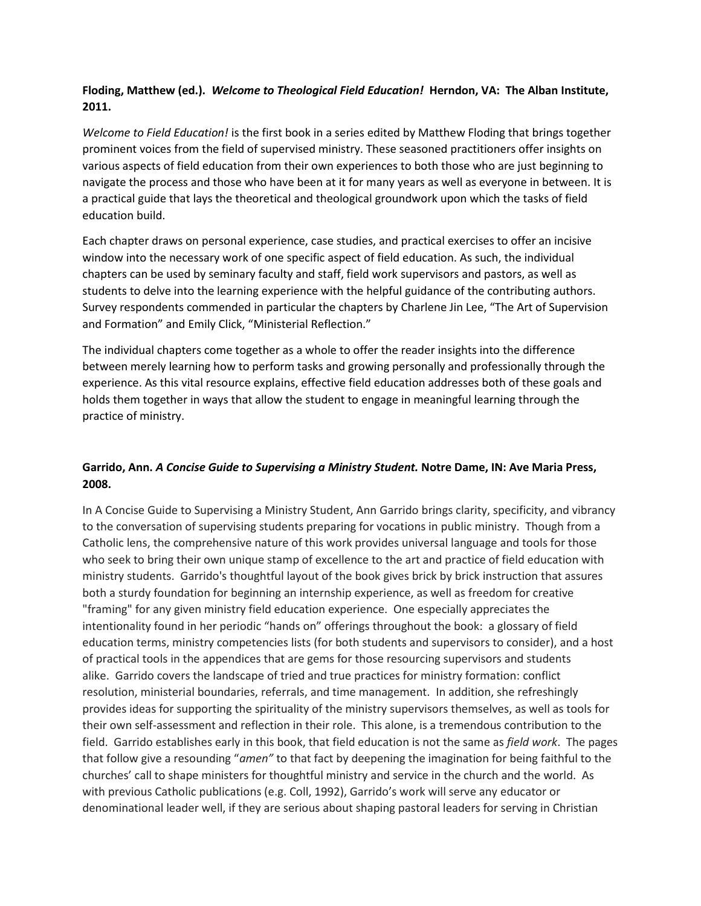**Floding, Matthew (ed.).** ***Welcome to Theological Field Education!*** **Herndon, VA: The Alban Institute, 2011.**

*Welcome to Field Education!* is the first book in a series edited by Matthew Floding that brings together prominent voices from the field of supervised ministry. These seasoned practitioners offer insights on various aspects of field education from their own experiences to both those who are just beginning to navigate the process and those who have been at it for many years as well as everyone in between. It is a practical guide that lays the theoretical and theological groundwork upon which the tasks of field education build.

Each chapter draws on personal experience, case studies, and practical exercises to offer an incisive window into the necessary work of one specific aspect of field education. As such, the individual chapters can be used by seminary faculty and staff, field work supervisors and pastors, as well as students to delve into the learning experience with the helpful guidance of the contributing authors. Survey respondents commended in particular the chapters by Charlene Jin Lee, "The Art of Supervision and Formation" and Emily Click, "Ministerial Reflection."

The individual chapters come together as a whole to offer the reader insights into the difference between merely learning how to perform tasks and growing personally and professionally through the experience. As this vital resource explains, effective field education addresses both of these goals and holds them together in ways that allow the student to engage in meaningful learning through the practice of ministry.

**Garrido, Ann.** ***A Concise Guide to Supervising a Ministry Student.*** **Notre Dame, IN: Ave Maria Press, 2008.**

In A Concise Guide to Supervising a Ministry Student, Ann Garrido brings clarity, specificity, and vibrancy to the conversation of supervising students preparing for vocations in public ministry. Though from a Catholic lens, the comprehensive nature of this work provides universal language and tools for those who seek to bring their own unique stamp of excellence to the art and practice of field education with ministry students. Garrido's thoughtful layout of the book gives brick by brick instruction that assures both a sturdy foundation for beginning an internship experience, as well as freedom for creative "framing" for any given ministry field education experience. One especially appreciates the intentionality found in her periodic "hands on" offerings throughout the book: a glossary of field education terms, ministry competencies lists (for both students and supervisors to consider), and a host of practical tools in the appendices that are gems for those resourcing supervisors and students alike. Garrido covers the landscape of tried and true practices for ministry formation: conflict resolution, ministerial boundaries, referrals, and time management. In addition, she refreshingly provides ideas for supporting the spirituality of the ministry supervisors themselves, as well as tools for their own self-assessment and reflection in their role. This alone, is a tremendous contribution to the field. Garrido establishes early in this book, that field education is not the same as *field work*. The pages that follow give a resounding "*amen"* to that fact by deepening the imagination for being faithful to the churches' call to shape ministers for thoughtful ministry and service in the church and the world. As with previous Catholic publications (e.g. Coll, 1992), Garrido's work will serve any educator or denominational leader well, if they are serious about shaping pastoral leaders for serving in Christian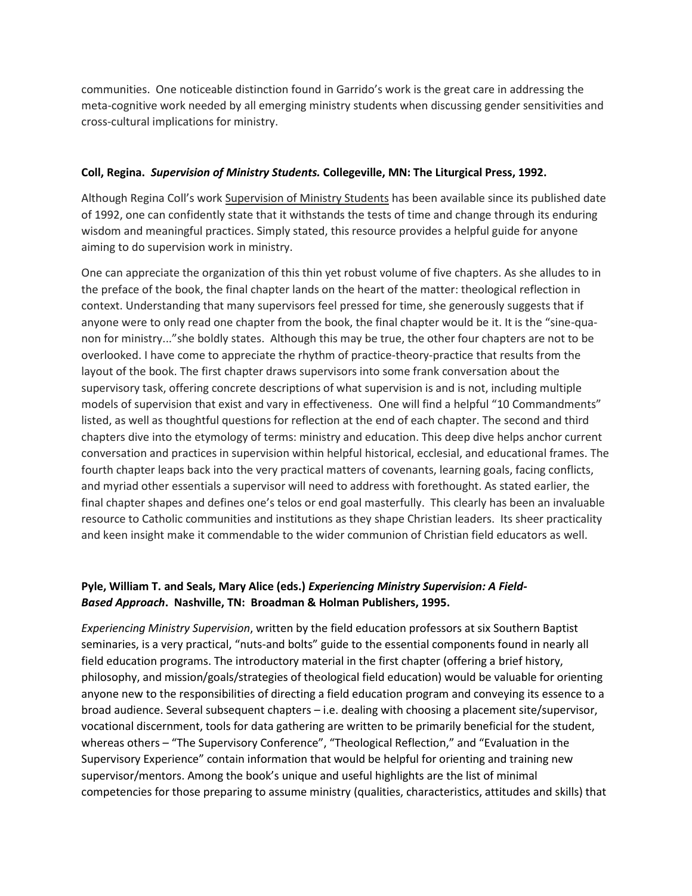communities. One noticeable distinction found in Garrido's work is the great care in addressing the meta-cognitive work needed by all emerging ministry students when discussing gender sensitivities and cross-cultural implications for ministry.

**Coll, Regina. *Supervision of Ministry Students.* Collegeville, MN: The Liturgical Press, 1992.**

Although Regina Coll's work Supervision of Ministry Students has been available since its published date of 1992, one can confidently state that it withstands the tests of time and change through its enduring wisdom and meaningful practices. Simply stated, this resource provides a helpful guide for anyone aiming to do supervision work in ministry.

One can appreciate the organization of this thin yet robust volume of five chapters. As she alludes to in the preface of the book, the final chapter lands on the heart of the matter: theological reflection in context. Understanding that many supervisors feel pressed for time, she generously suggests that if anyone were to only read one chapter from the book, the final chapter would be it. It is the "sine-qua-non for ministry..."she boldly states. Although this may be true, the other four chapters are not to be overlooked. I have come to appreciate the rhythm of practice-theory-practice that results from the layout of the book. The first chapter draws supervisors into some frank conversation about the supervisory task, offering concrete descriptions of what supervision is and is not, including multiple models of supervision that exist and vary in effectiveness. One will find a helpful "10 Commandments" listed, as well as thoughtful questions for reflection at the end of each chapter. The second and third chapters dive into the etymology of terms: ministry and education. This deep dive helps anchor current conversation and practices in supervision within helpful historical, ecclesial, and educational frames. The fourth chapter leaps back into the very practical matters of covenants, learning goals, facing conflicts, and myriad other essentials a supervisor will need to address with forethought. As stated earlier, the final chapter shapes and defines one's telos or end goal masterfully. This clearly has been an invaluable resource to Catholic communities and institutions as they shape Christian leaders. Its sheer practicality and keen insight make it commendable to the wider communion of Christian field educators as well.

**Pyle, William T. and Seals, Mary Alice (eds.) *Experiencing Ministry Supervision: A Field-Based Approach*. Nashville, TN: Broadman & Holman Publishers, 1995.**

*Experiencing Ministry Supervision*, written by the field education professors at six Southern Baptist seminaries, is a very practical, "nuts-and bolts" guide to the essential components found in nearly all field education programs. The introductory material in the first chapter (offering a brief history, philosophy, and mission/goals/strategies of theological field education) would be valuable for orienting anyone new to the responsibilities of directing a field education program and conveying its essence to a broad audience. Several subsequent chapters – i.e. dealing with choosing a placement site/supervisor, vocational discernment, tools for data gathering are written to be primarily beneficial for the student, whereas others – "The Supervisory Conference", "Theological Reflection," and "Evaluation in the Supervisory Experience" contain information that would be helpful for orienting and training new supervisor/mentors. Among the book's unique and useful highlights are the list of minimal competencies for those preparing to assume ministry (qualities, characteristics, attitudes and skills) that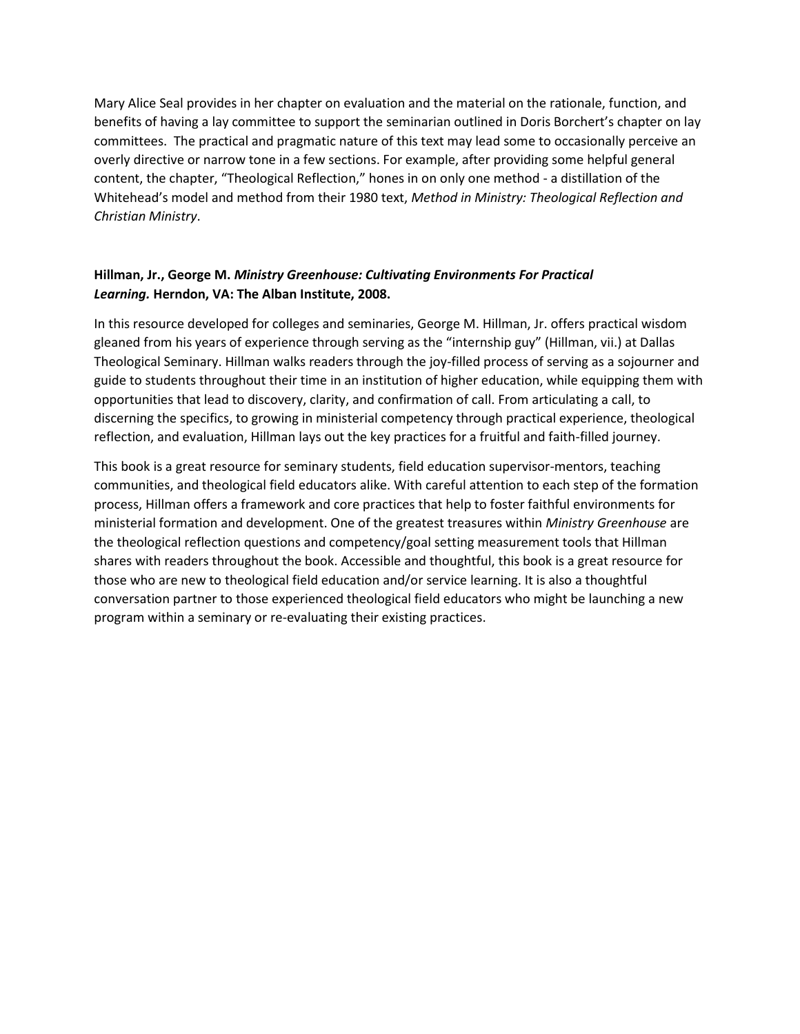Mary Alice Seal provides in her chapter on evaluation and the material on the rationale, function, and benefits of having a lay committee to support the seminarian outlined in Doris Borchert's chapter on lay committees. The practical and pragmatic nature of this text may lead some to occasionally perceive an overly directive or narrow tone in a few sections. For example, after providing some helpful general content, the chapter, "Theological Reflection," hones in on only one method - a distillation of the Whitehead's model and method from their 1980 text, *Method in Ministry: Theological Reflection and Christian Ministry*.

**Hillman, Jr., George M. *Ministry Greenhouse: Cultivating Environments For Practical Learning.* Herndon, VA: The Alban Institute, 2008.**

In this resource developed for colleges and seminaries, George M. Hillman, Jr. offers practical wisdom gleaned from his years of experience through serving as the "internship guy" (Hillman, vii.) at Dallas Theological Seminary. Hillman walks readers through the joy-filled process of serving as a sojourner and guide to students throughout their time in an institution of higher education, while equipping them with opportunities that lead to discovery, clarity, and confirmation of call. From articulating a call, to discerning the specifics, to growing in ministerial competency through practical experience, theological reflection, and evaluation, Hillman lays out the key practices for a fruitful and faith-filled journey.

This book is a great resource for seminary students, field education supervisor-mentors, teaching communities, and theological field educators alike. With careful attention to each step of the formation process, Hillman offers a framework and core practices that help to foster faithful environments for ministerial formation and development. One of the greatest treasures within *Ministry Greenhouse* are the theological reflection questions and competency/goal setting measurement tools that Hillman shares with readers throughout the book. Accessible and thoughtful, this book is a great resource for those who are new to theological field education and/or service learning. It is also a thoughtful conversation partner to those experienced theological field educators who might be launching a new program within a seminary or re-evaluating their existing practices.